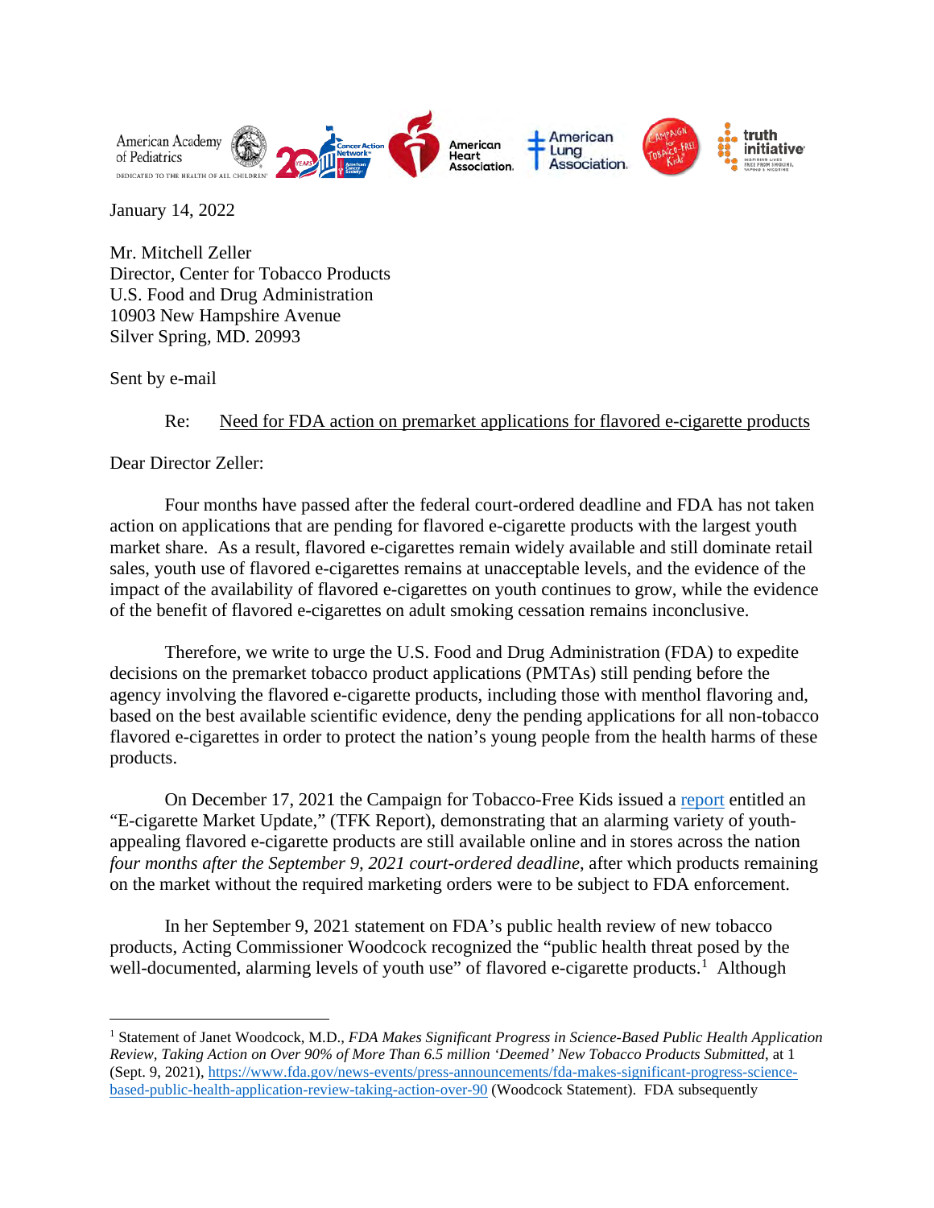January 14, 2022

Mr. Mitchell Zeller
Director, Center for Tobacco Products
U.S. Food and Drug Administration
10903 New Hampshire Avenue
Silver Spring, MD. 20993

Sent by e-mail

Re: Need for FDA action on premarket applications for flavored e-cigarette products

Dear Director Zeller:

Four months have passed after the federal court-ordered deadline and FDA has not taken action on applications that are pending for flavored e-cigarette products with the largest youth market share. As a result, flavored e-cigarettes remain widely available and still dominate retail sales, youth use of flavored e-cigarettes remains at unacceptable levels, and the evidence of the impact of the availability of flavored e-cigarettes on youth continues to grow, while the evidence of the benefit of flavored e-cigarettes on adult smoking cessation remains inconclusive.

Therefore, we write to urge the U.S. Food and Drug Administration (FDA) to expedite decisions on the premarket tobacco product applications (PMTAs) still pending before the agency involving the flavored e-cigarette products, including those with menthol flavoring and, based on the best available scientific evidence, deny the pending applications for all non-tobacco flavored e-cigarettes in order to protect the nation's young people from the health harms of these products.

On December 17, 2021 the Campaign for Tobacco-Free Kids issued a report entitled an "E-cigarette Market Update," (TFK Report), demonstrating that an alarming variety of youth-appealing flavored e-cigarette products are still available online and in stores across the nation *four months after the September 9, 2021 court-ordered deadline*, after which products remaining on the market without the required marketing orders were to be subject to FDA enforcement.

In her September 9, 2021 statement on FDA's public health review of new tobacco products, Acting Commissioner Woodcock recognized the "public health threat posed by the well-documented, alarming levels of youth use" of flavored e-cigarette products.[1] Although

[1] Statement of Janet Woodcock, M.D., *FDA Makes Significant Progress in Science-Based Public Health Application Review, Taking Action on Over 90% of More Than 6.5 million 'Deemed' New Tobacco Products Submitted*, at 1 (Sept. 9, 2021), https://www.fda.gov/news-events/press-announcements/fda-makes-significant-progress-science-based-public-health-application-review-taking-action-over-90 (Woodcock Statement). FDA subsequently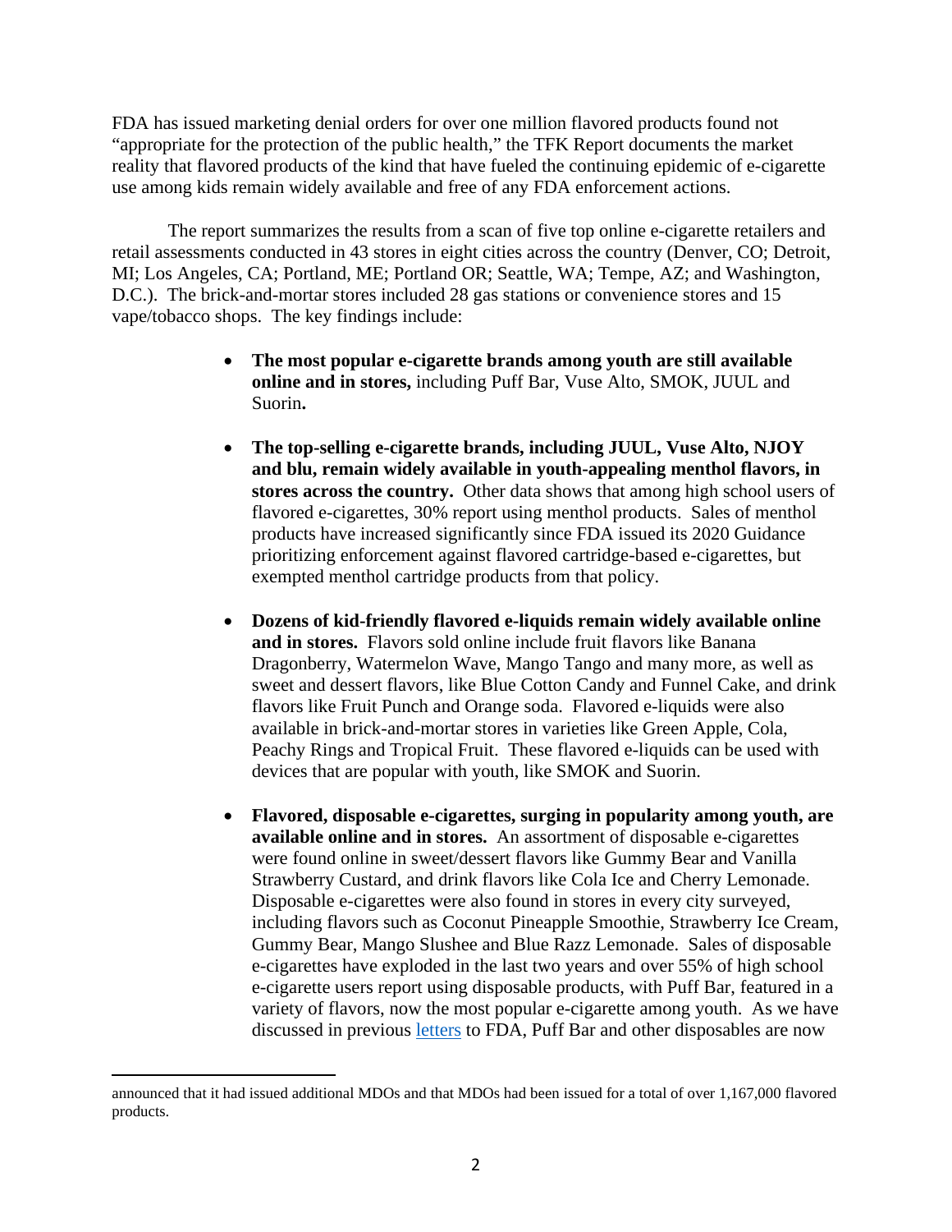FDA has issued marketing denial orders for over one million flavored products found not "appropriate for the protection of the public health," the TFK Report documents the market reality that flavored products of the kind that have fueled the continuing epidemic of e-cigarette use among kids remain widely available and free of any FDA enforcement actions.

The report summarizes the results from a scan of five top online e-cigarette retailers and retail assessments conducted in 43 stores in eight cities across the country (Denver, CO; Detroit, MI; Los Angeles, CA; Portland, ME; Portland OR; Seattle, WA; Tempe, AZ; and Washington, D.C.). The brick-and-mortar stores included 28 gas stations or convenience stores and 15 vape/tobacco shops. The key findings include:

- **The most popular e-cigarette brands among youth are still available online and in stores,** including Puff Bar, Vuse Alto, SMOK, JUUL and Suorin**.**

- **The top-selling e-cigarette brands, including JUUL, Vuse Alto, NJOY and blu, remain widely available in youth-appealing menthol flavors, in stores across the country.** Other data shows that among high school users of flavored e-cigarettes, 30% report using menthol products. Sales of menthol products have increased significantly since FDA issued its 2020 Guidance prioritizing enforcement against flavored cartridge-based e-cigarettes, but exempted menthol cartridge products from that policy.

- **Dozens of kid-friendly flavored e-liquids remain widely available online and in stores.** Flavors sold online include fruit flavors like Banana Dragonberry, Watermelon Wave, Mango Tango and many more, as well as sweet and dessert flavors, like Blue Cotton Candy and Funnel Cake, and drink flavors like Fruit Punch and Orange soda. Flavored e-liquids were also available in brick-and-mortar stores in varieties like Green Apple, Cola, Peachy Rings and Tropical Fruit. These flavored e-liquids can be used with devices that are popular with youth, like SMOK and Suorin.

- **Flavored, disposable e-cigarettes, surging in popularity among youth, are available online and in stores.** An assortment of disposable e-cigarettes were found online in sweet/dessert flavors like Gummy Bear and Vanilla Strawberry Custard, and drink flavors like Cola Ice and Cherry Lemonade. Disposable e-cigarettes were also found in stores in every city surveyed, including flavors such as Coconut Pineapple Smoothie, Strawberry Ice Cream, Gummy Bear, Mango Slushee and Blue Razz Lemonade. Sales of disposable e-cigarettes have exploded in the last two years and over 55% of high school e-cigarette users report using disposable products, with Puff Bar, featured in a variety of flavors, now the most popular e-cigarette among youth. As we have discussed in previous letters to FDA, Puff Bar and other disposables are now

---

announced that it had issued additional MDOs and that MDOs had been issued for a total of over 1,167,000 flavored products.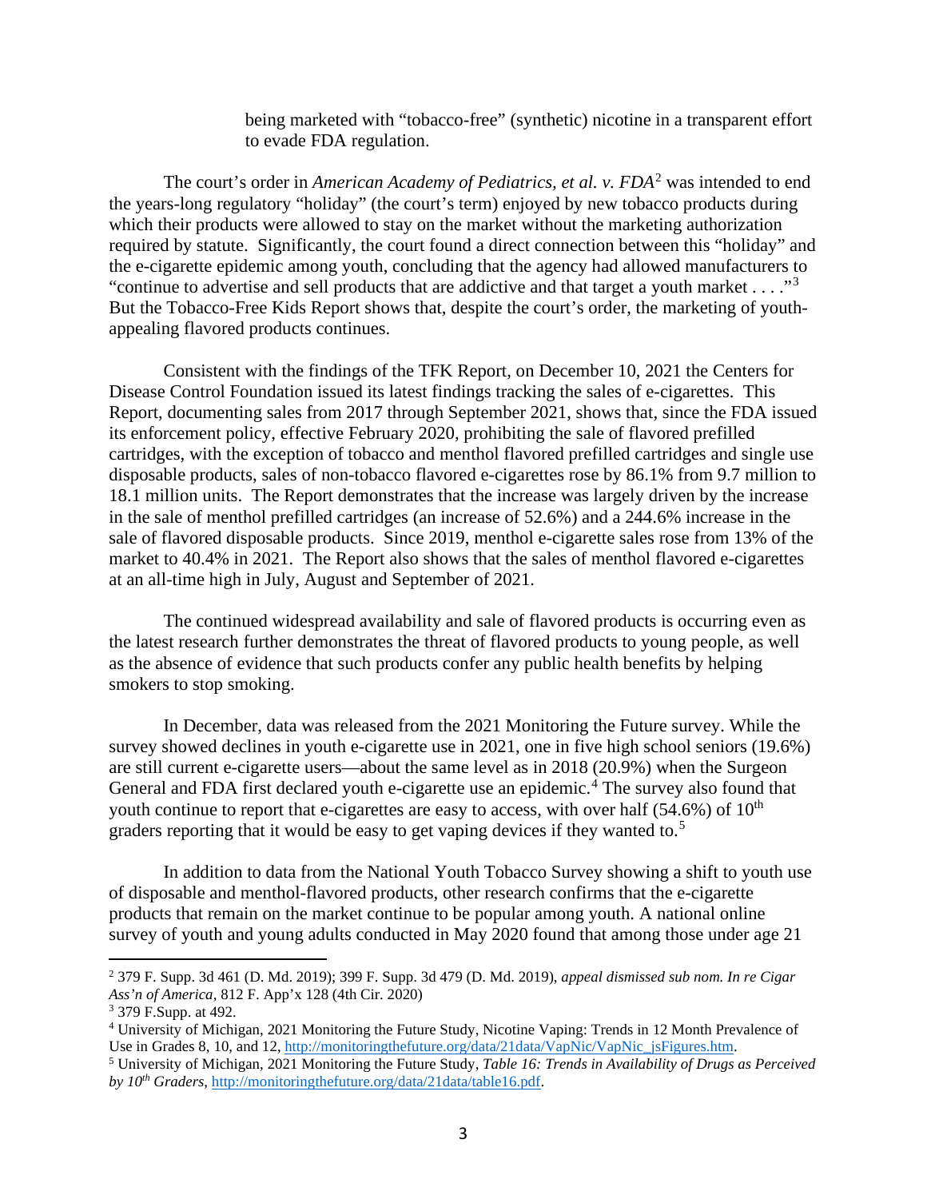being marketed with "tobacco-free" (synthetic) nicotine in a transparent effort to evade FDA regulation.

The court's order in *American Academy of Pediatrics, et al. v. FDA*[2] was intended to end the years-long regulatory "holiday" (the court's term) enjoyed by new tobacco products during which their products were allowed to stay on the market without the marketing authorization required by statute. Significantly, the court found a direct connection between this "holiday" and the e-cigarette epidemic among youth, concluding that the agency had allowed manufacturers to "continue to advertise and sell products that are addictive and that target a youth market . . . ."[3] But the Tobacco-Free Kids Report shows that, despite the court's order, the marketing of youth-appealing flavored products continues.

Consistent with the findings of the TFK Report, on December 10, 2021 the Centers for Disease Control Foundation issued its latest findings tracking the sales of e-cigarettes. This Report, documenting sales from 2017 through September 2021, shows that, since the FDA issued its enforcement policy, effective February 2020, prohibiting the sale of flavored prefilled cartridges, with the exception of tobacco and menthol flavored prefilled cartridges and single use disposable products, sales of non-tobacco flavored e-cigarettes rose by 86.1% from 9.7 million to 18.1 million units. The Report demonstrates that the increase was largely driven by the increase in the sale of menthol prefilled cartridges (an increase of 52.6%) and a 244.6% increase in the sale of flavored disposable products. Since 2019, menthol e-cigarette sales rose from 13% of the market to 40.4% in 2021. The Report also shows that the sales of menthol flavored e-cigarettes at an all-time high in July, August and September of 2021.

The continued widespread availability and sale of flavored products is occurring even as the latest research further demonstrates the threat of flavored products to young people, as well as the absence of evidence that such products confer any public health benefits by helping smokers to stop smoking.

In December, data was released from the 2021 Monitoring the Future survey. While the survey showed declines in youth e-cigarette use in 2021, one in five high school seniors (19.6%) are still current e-cigarette users—about the same level as in 2018 (20.9%) when the Surgeon General and FDA first declared youth e-cigarette use an epidemic.[4] The survey also found that youth continue to report that e-cigarettes are easy to access, with over half (54.6%) of 10th graders reporting that it would be easy to get vaping devices if they wanted to.[5]

In addition to data from the National Youth Tobacco Survey showing a shift to youth use of disposable and menthol-flavored products, other research confirms that the e-cigarette products that remain on the market continue to be popular among youth. A national online survey of youth and young adults conducted in May 2020 found that among those under age 21

---

[2] 379 F. Supp. 3d 461 (D. Md. 2019); 399 F. Supp. 3d 479 (D. Md. 2019), *appeal dismissed sub nom. In re Cigar Ass'n of America*, 812 F. App'x 128 (4th Cir. 2020)

[3] 379 F.Supp. at 492.

[4] University of Michigan, 2021 Monitoring the Future Study, Nicotine Vaping: Trends in 12 Month Prevalence of Use in Grades 8, 10, and 12, http://monitoringthefuture.org/data/21data/VapNic/VapNic_jsFigures.htm.

[5] University of Michigan, 2021 Monitoring the Future Study, *Table 16: Trends in Availability of Drugs as Perceived by 10th Graders*, http://monitoringthefuture.org/data/21data/table16.pdf.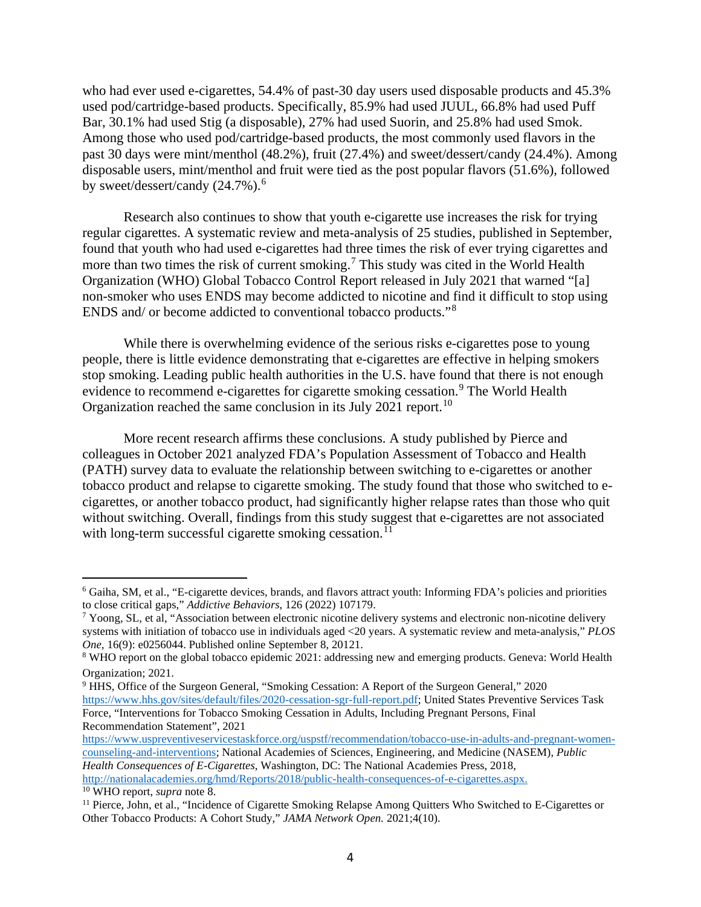who had ever used e-cigarettes, 54.4% of past-30 day users used disposable products and 45.3% used pod/cartridge-based products. Specifically, 85.9% had used JUUL, 66.8% had used Puff Bar, 30.1% had used Stig (a disposable), 27% had used Suorin, and 25.8% had used Smok. Among those who used pod/cartridge-based products, the most commonly used flavors in the past 30 days were mint/menthol (48.2%), fruit (27.4%) and sweet/dessert/candy (24.4%). Among disposable users, mint/menthol and fruit were tied as the post popular flavors (51.6%), followed by sweet/dessert/candy (24.7%).[6]

Research also continues to show that youth e-cigarette use increases the risk for trying regular cigarettes. A systematic review and meta-analysis of 25 studies, published in September, found that youth who had used e-cigarettes had three times the risk of ever trying cigarettes and more than two times the risk of current smoking.[7] This study was cited in the World Health Organization (WHO) Global Tobacco Control Report released in July 2021 that warned "[a] non-smoker who uses ENDS may become addicted to nicotine and find it difficult to stop using ENDS and/ or become addicted to conventional tobacco products."[8]

While there is overwhelming evidence of the serious risks e-cigarettes pose to young people, there is little evidence demonstrating that e-cigarettes are effective in helping smokers stop smoking. Leading public health authorities in the U.S. have found that there is not enough evidence to recommend e-cigarettes for cigarette smoking cessation.[9] The World Health Organization reached the same conclusion in its July 2021 report.[10]

More recent research affirms these conclusions. A study published by Pierce and colleagues in October 2021 analyzed FDA's Population Assessment of Tobacco and Health (PATH) survey data to evaluate the relationship between switching to e-cigarettes or another tobacco product and relapse to cigarette smoking. The study found that those who switched to e-cigarettes, or another tobacco product, had significantly higher relapse rates than those who quit without switching. Overall, findings from this study suggest that e-cigarettes are not associated with long-term successful cigarette smoking cessation.[11]

---

[6] Gaiha, SM, et al., "E-cigarette devices, brands, and flavors attract youth: Informing FDA's policies and priorities to close critical gaps," *Addictive Behaviors*, 126 (2022) 107179.

[7] Yoong, SL, et al, "Association between electronic nicotine delivery systems and electronic non-nicotine delivery systems with initiation of tobacco use in individuals aged <20 years. A systematic review and meta-analysis," *PLOS One*, 16(9): e0256044. Published online September 8, 20121.

[8] WHO report on the global tobacco epidemic 2021: addressing new and emerging products. Geneva: World Health Organization; 2021.

[9] HHS, Office of the Surgeon General, "Smoking Cessation: A Report of the Surgeon General," 2020 https://www.hhs.gov/sites/default/files/2020-cessation-sgr-full-report.pdf; United States Preventive Services Task Force, "Interventions for Tobacco Smoking Cessation in Adults, Including Pregnant Persons, Final Recommendation Statement", 2021 https://www.uspreventiveservicestaskforce.org/uspstf/recommendation/tobacco-use-in-adults-and-pregnant-women-counseling-and-interventions; National Academies of Sciences, Engineering, and Medicine (NASEM), *Public Health Consequences of E-Cigarettes*, Washington, DC: The National Academies Press, 2018, http://nationalacademies.org/hmd/Reports/2018/public-health-consequences-of-e-cigarettes.aspx.

[10] WHO report, *supra* note 8.

[11] Pierce, John, et al., "Incidence of Cigarette Smoking Relapse Among Quitters Who Switched to E-Cigarettes or Other Tobacco Products: A Cohort Study," *JAMA Network Open.* 2021;4(10).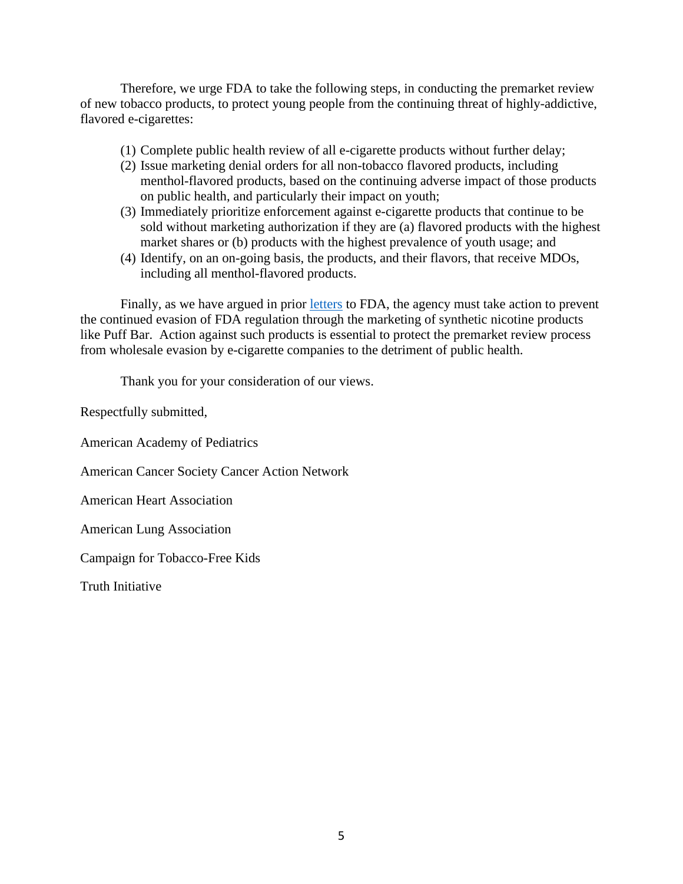Therefore, we urge FDA to take the following steps, in conducting the premarket review of new tobacco products, to protect young people from the continuing threat of highly-addictive, flavored e-cigarettes:

(1) Complete public health review of all e-cigarette products without further delay;
(2) Issue marketing denial orders for all non-tobacco flavored products, including menthol-flavored products, based on the continuing adverse impact of those products on public health, and particularly their impact on youth;
(3) Immediately prioritize enforcement against e-cigarette products that continue to be sold without marketing authorization if they are (a) flavored products with the highest market shares or (b) products with the highest prevalence of youth usage; and
(4) Identify, on an on-going basis, the products, and their flavors, that receive MDOs, including all menthol-flavored products.

Finally, as we have argued in prior letters to FDA, the agency must take action to prevent the continued evasion of FDA regulation through the marketing of synthetic nicotine products like Puff Bar. Action against such products is essential to protect the premarket review process from wholesale evasion by e-cigarette companies to the detriment of public health.

Thank you for your consideration of our views.

Respectfully submitted,

American Academy of Pediatrics

American Cancer Society Cancer Action Network

American Heart Association

American Lung Association

Campaign for Tobacco-Free Kids

Truth Initiative